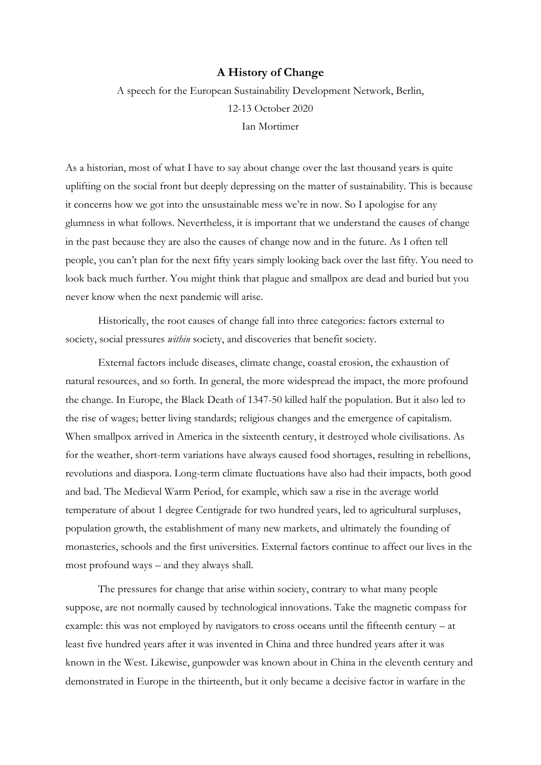# A History of Change

A speech for the European Sustainability Development Network, Berlin,

12-13 October 2020

Ian Mortimer

As a historian, most of what I have to say about change over the last thousand years is quite uplifting on the social front but deeply depressing on the matter of sustainability. This is because it concerns how we got into the unsustainable mess we're in now. So I apologise for any glumness in what follows. Nevertheless, it is important that we understand the causes of change in the past because they are also the causes of change now and in the future. As I often tell people, you can't plan for the next fifty years simply looking back over the last fifty. You need to look back much further. You might think that plague and smallpox are dead and buried but you never know when the next pandemic will arise.

Historically, the root causes of change fall into three categories: factors external to society, social pressures *within* society, and discoveries that benefit society.

External factors include diseases, climate change, coastal erosion, the exhaustion of natural resources, and so forth. In general, the more widespread the impact, the more profound the change. In Europe, the Black Death of 1347-50 killed half the population. But it also led to the rise of wages; better living standards; religious changes and the emergence of capitalism. When smallpox arrived in America in the sixteenth century, it destroyed whole civilisations. As for the weather, short-term variations have always caused food shortages, resulting in rebellions, revolutions and diaspora. Long-term climate fluctuations have also had their impacts, both good and bad. The Medieval Warm Period, for example, which saw a rise in the average world temperature of about 1 degree Centigrade for two hundred years, led to agricultural surpluses, population growth, the establishment of many new markets, and ultimately the founding of monasteries, schools and the first universities. External factors continue to affect our lives in the most profound ways – and they always shall.

The pressures for change that arise within society, contrary to what many people suppose, are not normally caused by technological innovations. Take the magnetic compass for example: this was not employed by navigators to cross oceans until the fifteenth century – at least five hundred years after it was invented in China and three hundred years after it was known in the West. Likewise, gunpowder was known about in China in the eleventh century and demonstrated in Europe in the thirteenth, but it only became a decisive factor in warfare in the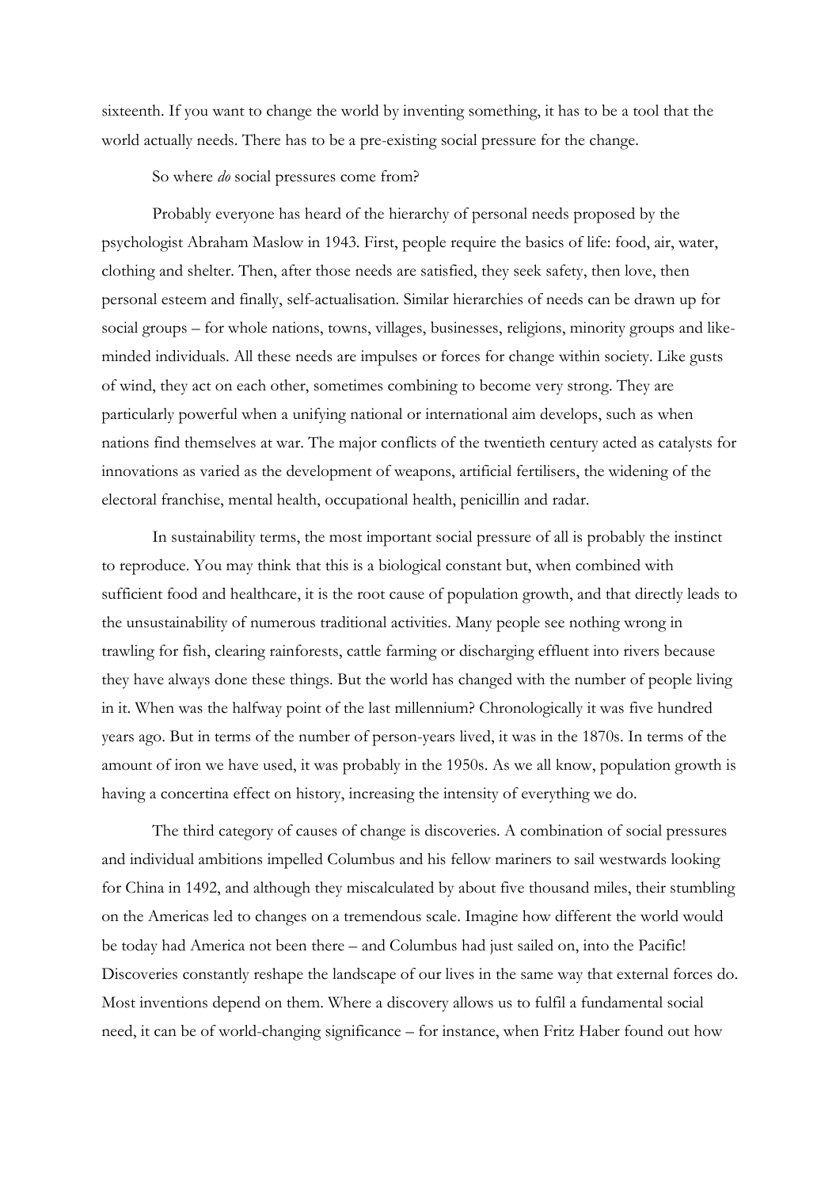sixteenth. If you want to change the world by inventing something, it has to be a tool that the world actually needs. There has to be a pre-existing social pressure for the change.

So where *do* social pressures come from?

Probably everyone has heard of the hierarchy of personal needs proposed by the psychologist Abraham Maslow in 1943. First, people require the basics of life: food, air, water, clothing and shelter. Then, after those needs are satisfied, they seek safety, then love, then personal esteem and finally, self-actualisation. Similar hierarchies of needs can be drawn up for social groups – for whole nations, towns, villages, businesses, religions, minority groups and like-minded individuals. All these needs are impulses or forces for change within society. Like gusts of wind, they act on each other, sometimes combining to become very strong. They are particularly powerful when a unifying national or international aim develops, such as when nations find themselves at war. The major conflicts of the twentieth century acted as catalysts for innovations as varied as the development of weapons, artificial fertilisers, the widening of the electoral franchise, mental health, occupational health, penicillin and radar.

In sustainability terms, the most important social pressure of all is probably the instinct to reproduce. You may think that this is a biological constant but, when combined with sufficient food and healthcare, it is the root cause of population growth, and that directly leads to the unsustainability of numerous traditional activities. Many people see nothing wrong in trawling for fish, clearing rainforests, cattle farming or discharging effluent into rivers because they have always done these things. But the world has changed with the number of people living in it. When was the halfway point of the last millennium? Chronologically it was five hundred years ago. But in terms of the number of person-years lived, it was in the 1870s. In terms of the amount of iron we have used, it was probably in the 1950s. As we all know, population growth is having a concertina effect on history, increasing the intensity of everything we do.

The third category of causes of change is discoveries. A combination of social pressures and individual ambitions impelled Columbus and his fellow mariners to sail westwards looking for China in 1492, and although they miscalculated by about five thousand miles, their stumbling on the Americas led to changes on a tremendous scale. Imagine how different the world would be today had America not been there – and Columbus had just sailed on, into the Pacific! Discoveries constantly reshape the landscape of our lives in the same way that external forces do. Most inventions depend on them. Where a discovery allows us to fulfil a fundamental social need, it can be of world-changing significance – for instance, when Fritz Haber found out how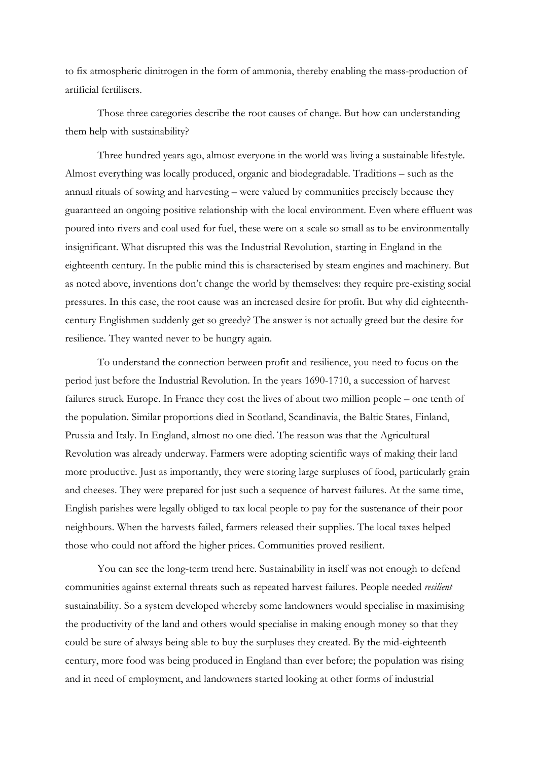to fix atmospheric dinitrogen in the form of ammonia, thereby enabling the mass-production of artificial fertilisers.

Those three categories describe the root causes of change. But how can understanding them help with sustainability?

Three hundred years ago, almost everyone in the world was living a sustainable lifestyle. Almost everything was locally produced, organic and biodegradable. Traditions – such as the annual rituals of sowing and harvesting – were valued by communities precisely because they guaranteed an ongoing positive relationship with the local environment. Even where effluent was poured into rivers and coal used for fuel, these were on a scale so small as to be environmentally insignificant. What disrupted this was the Industrial Revolution, starting in England in the eighteenth century. In the public mind this is characterised by steam engines and machinery. But as noted above, inventions don't change the world by themselves: they require pre-existing social pressures. In this case, the root cause was an increased desire for profit. But why did eighteenth-century Englishmen suddenly get so greedy? The answer is not actually greed but the desire for resilience. They wanted never to be hungry again.

To understand the connection between profit and resilience, you need to focus on the period just before the Industrial Revolution. In the years 1690-1710, a succession of harvest failures struck Europe. In France they cost the lives of about two million people – one tenth of the population. Similar proportions died in Scotland, Scandinavia, the Baltic States, Finland, Prussia and Italy. In England, almost no one died. The reason was that the Agricultural Revolution was already underway. Farmers were adopting scientific ways of making their land more productive. Just as importantly, they were storing large surpluses of food, particularly grain and cheeses. They were prepared for just such a sequence of harvest failures. At the same time, English parishes were legally obliged to tax local people to pay for the sustenance of their poor neighbours. When the harvests failed, farmers released their supplies. The local taxes helped those who could not afford the higher prices. Communities proved resilient.

You can see the long-term trend here. Sustainability in itself was not enough to defend communities against external threats such as repeated harvest failures. People needed *resilient* sustainability. So a system developed whereby some landowners would specialise in maximising the productivity of the land and others would specialise in making enough money so that they could be sure of always being able to buy the surpluses they created. By the mid-eighteenth century, more food was being produced in England than ever before; the population was rising and in need of employment, and landowners started looking at other forms of industrial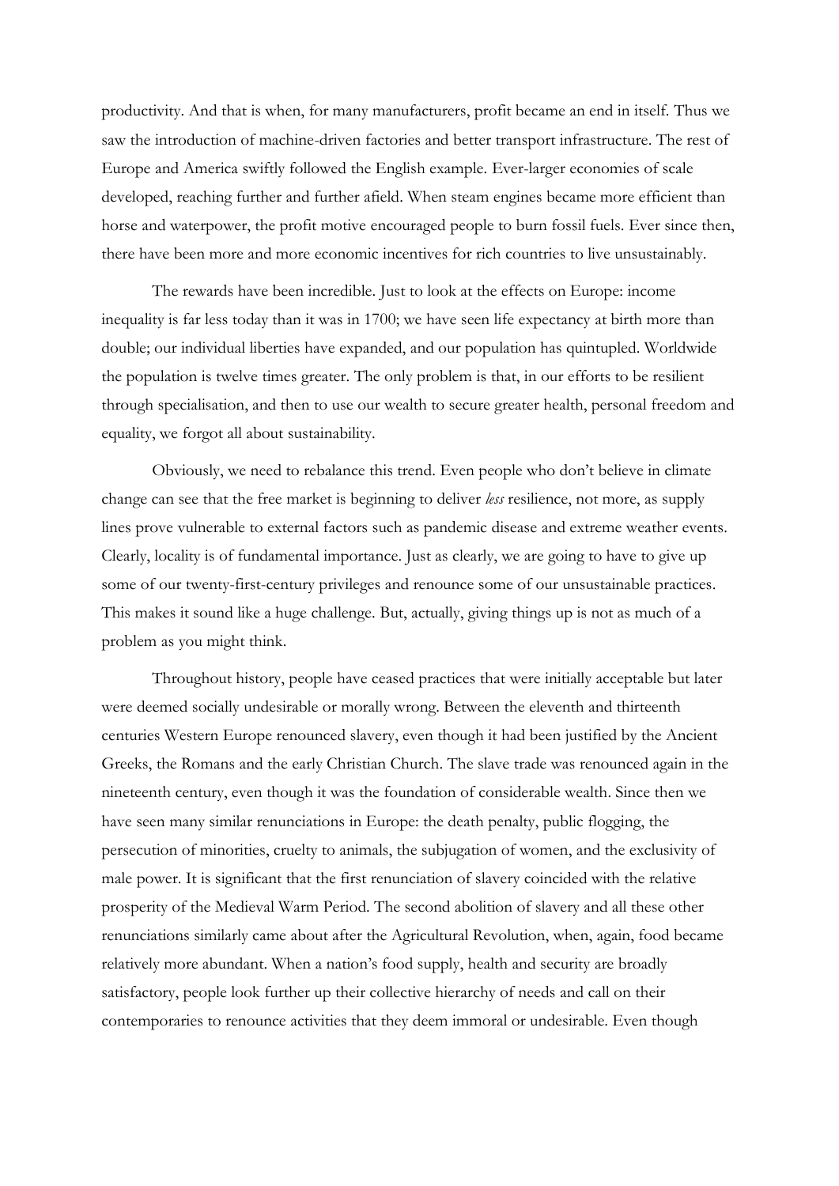productivity. And that is when, for many manufacturers, profit became an end in itself. Thus we saw the introduction of machine-driven factories and better transport infrastructure. The rest of Europe and America swiftly followed the English example. Ever-larger economies of scale developed, reaching further and further afield. When steam engines became more efficient than horse and waterpower, the profit motive encouraged people to burn fossil fuels. Ever since then, there have been more and more economic incentives for rich countries to live unsustainably.

The rewards have been incredible. Just to look at the effects on Europe: income inequality is far less today than it was in 1700; we have seen life expectancy at birth more than double; our individual liberties have expanded, and our population has quintupled. Worldwide the population is twelve times greater. The only problem is that, in our efforts to be resilient through specialisation, and then to use our wealth to secure greater health, personal freedom and equality, we forgot all about sustainability.

Obviously, we need to rebalance this trend. Even people who don't believe in climate change can see that the free market is beginning to deliver *less* resilience, not more, as supply lines prove vulnerable to external factors such as pandemic disease and extreme weather events. Clearly, locality is of fundamental importance. Just as clearly, we are going to have to give up some of our twenty-first-century privileges and renounce some of our unsustainable practices. This makes it sound like a huge challenge. But, actually, giving things up is not as much of a problem as you might think.

Throughout history, people have ceased practices that were initially acceptable but later were deemed socially undesirable or morally wrong. Between the eleventh and thirteenth centuries Western Europe renounced slavery, even though it had been justified by the Ancient Greeks, the Romans and the early Christian Church. The slave trade was renounced again in the nineteenth century, even though it was the foundation of considerable wealth. Since then we have seen many similar renunciations in Europe: the death penalty, public flogging, the persecution of minorities, cruelty to animals, the subjugation of women, and the exclusivity of male power. It is significant that the first renunciation of slavery coincided with the relative prosperity of the Medieval Warm Period. The second abolition of slavery and all these other renunciations similarly came about after the Agricultural Revolution, when, again, food became relatively more abundant. When a nation's food supply, health and security are broadly satisfactory, people look further up their collective hierarchy of needs and call on their contemporaries to renounce activities that they deem immoral or undesirable. Even though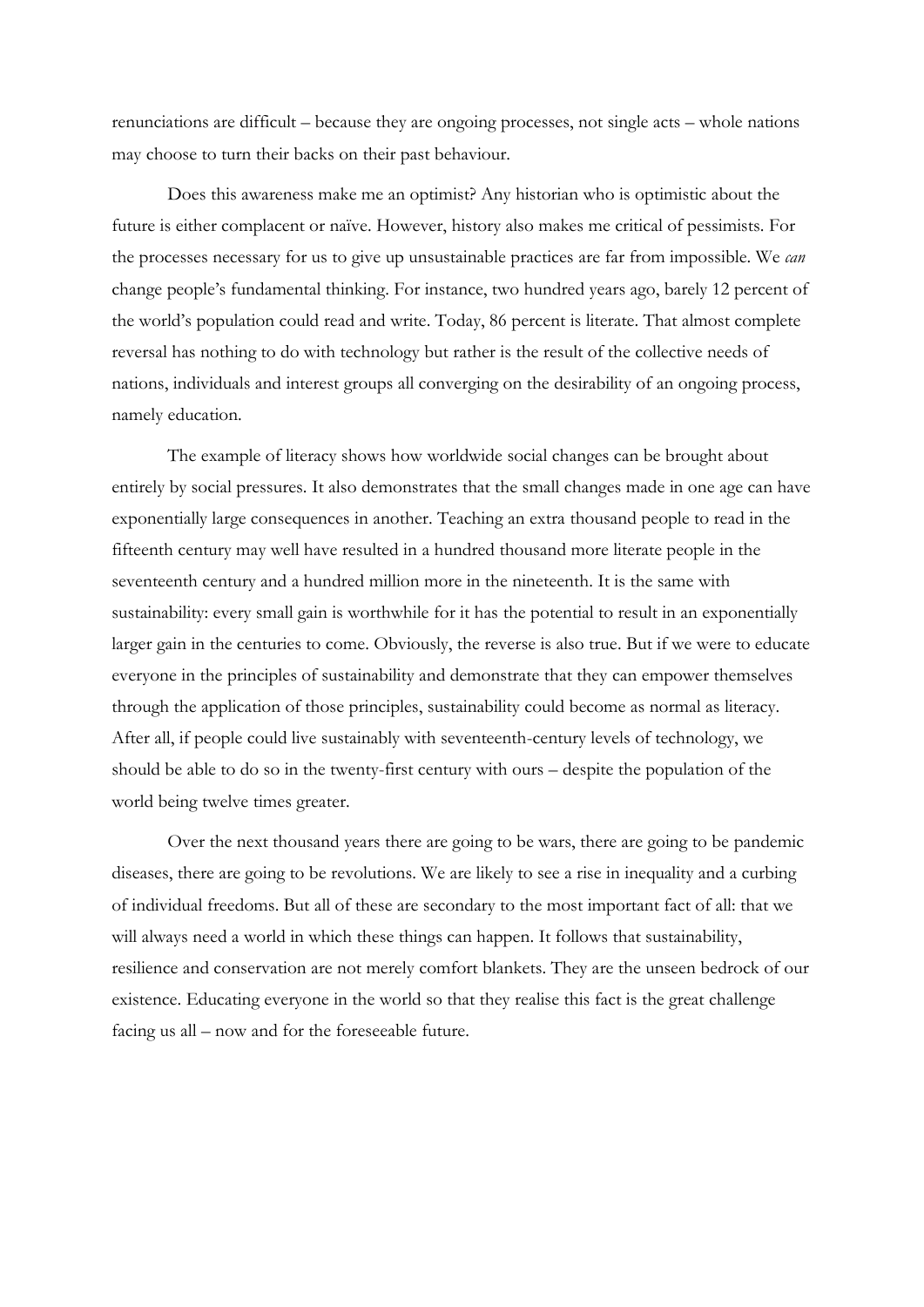renunciations are difficult – because they are ongoing processes, not single acts – whole nations may choose to turn their backs on their past behaviour.

Does this awareness make me an optimist? Any historian who is optimistic about the future is either complacent or naïve. However, history also makes me critical of pessimists. For the processes necessary for us to give up unsustainable practices are far from impossible. We *can* change people's fundamental thinking. For instance, two hundred years ago, barely 12 percent of the world's population could read and write. Today, 86 percent is literate. That almost complete reversal has nothing to do with technology but rather is the result of the collective needs of nations, individuals and interest groups all converging on the desirability of an ongoing process, namely education.

The example of literacy shows how worldwide social changes can be brought about entirely by social pressures. It also demonstrates that the small changes made in one age can have exponentially large consequences in another. Teaching an extra thousand people to read in the fifteenth century may well have resulted in a hundred thousand more literate people in the seventeenth century and a hundred million more in the nineteenth. It is the same with sustainability: every small gain is worthwhile for it has the potential to result in an exponentially larger gain in the centuries to come. Obviously, the reverse is also true. But if we were to educate everyone in the principles of sustainability and demonstrate that they can empower themselves through the application of those principles, sustainability could become as normal as literacy. After all, if people could live sustainably with seventeenth-century levels of technology, we should be able to do so in the twenty-first century with ours – despite the population of the world being twelve times greater.

Over the next thousand years there are going to be wars, there are going to be pandemic diseases, there are going to be revolutions. We are likely to see a rise in inequality and a curbing of individual freedoms. But all of these are secondary to the most important fact of all: that we will always need a world in which these things can happen. It follows that sustainability, resilience and conservation are not merely comfort blankets. They are the unseen bedrock of our existence. Educating everyone in the world so that they realise this fact is the great challenge facing us all – now and for the foreseeable future.